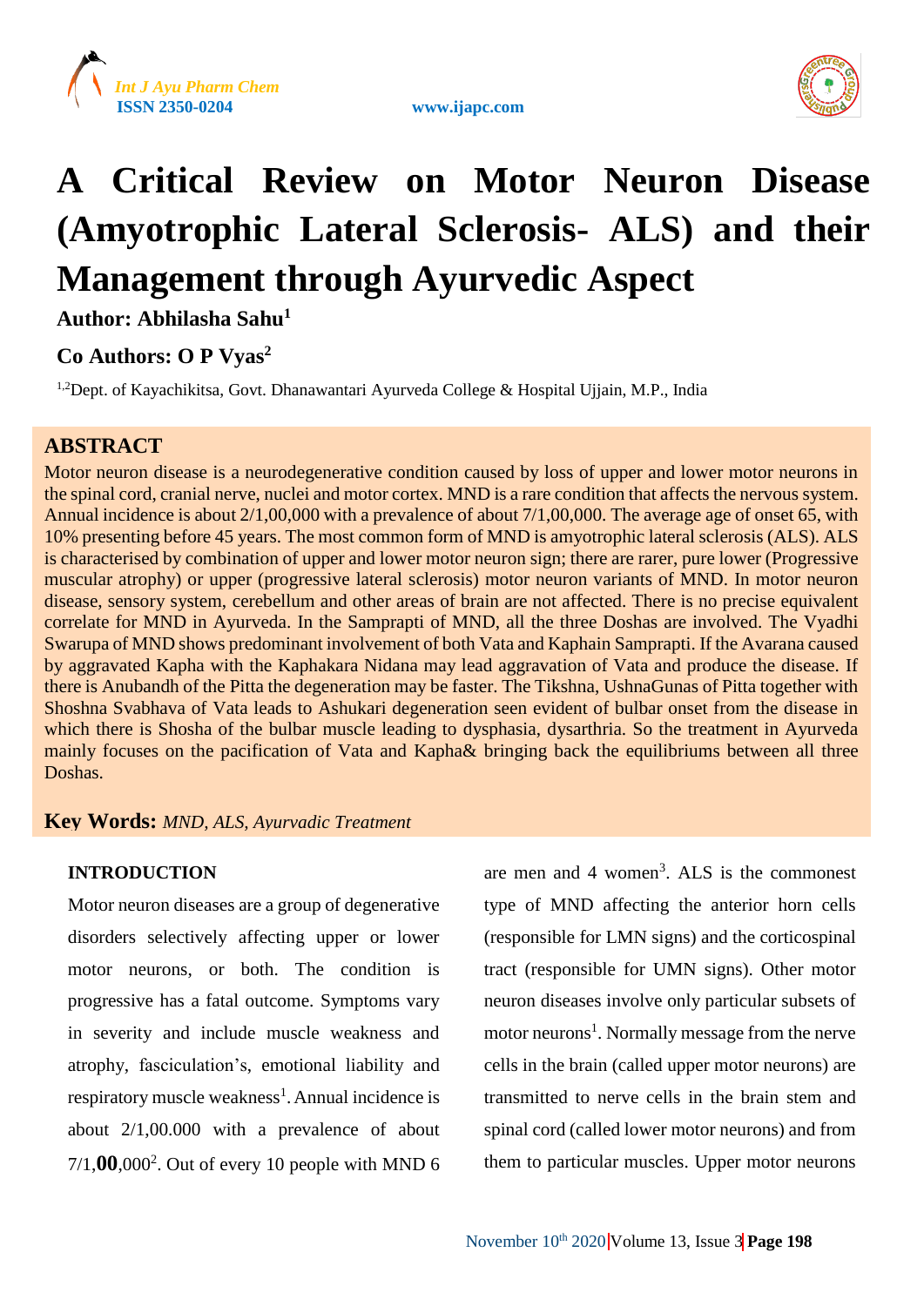# A Critical Review on Motor Neuron Disease (Amyotrophic Lateral Sclerosis- ALS) and their Management through Ayurvedic Aspect

**Author: Abhilasha Sahu[1]**

**Co Authors: O P Vyas[2]**

[1,2]Dept. of Kayachikitsa, Govt. Dhanawantari Ayurveda College & Hospital Ujjain, M.P., India

## ABSTRACT

Motor neuron disease is a neurodegenerative condition caused by loss of upper and lower motor neurons in the spinal cord, cranial nerve, nuclei and motor cortex. MND is a rare condition that affects the nervous system. Annual incidence is about 2/1,00,000 with a prevalence of about 7/1,00,000. The average age of onset 65, with 10% presenting before 45 years. The most common form of MND is amyotrophic lateral sclerosis (ALS). ALS is characterised by combination of upper and lower motor neuron sign; there are rarer, pure lower (Progressive muscular atrophy) or upper (progressive lateral sclerosis) motor neuron variants of MND. In motor neuron disease, sensory system, cerebellum and other areas of brain are not affected. There is no precise equivalent correlate for MND in Ayurveda. In the Samprapti of MND, all the three Doshas are involved. The Vyadhi Swarupa of MND shows predominant involvement of both Vata and Kaphain Samprapti. If the Avarana caused by aggravated Kapha with the Kaphakara Nidana may lead aggravation of Vata and produce the disease. If there is Anubandh of the Pitta the degeneration may be faster. The Tikshna, UshnaGunas of Pitta together with Shoshna Svabhava of Vata leads to Ashukari degeneration seen evident of bulbar onset from the disease in which there is Shosha of the bulbar muscle leading to dysphasia, dysarthria. So the treatment in Ayurveda mainly focuses on the pacification of Vata and Kapha& bringing back the equilibriums between all three Doshas.

**Key Words:** *MND, ALS, Ayurvadic Treatment*

## INTRODUCTION

Motor neuron diseases are a group of degenerative disorders selectively affecting upper or lower motor neurons, or both. The condition is progressive has a fatal outcome. Symptoms vary in severity and include muscle weakness and atrophy, fasciculation's, emotional liability and respiratory muscle weakness[1]. Annual incidence is about 2/1,00.000 with a prevalence of about 7/1,**00**,000[2]. Out of every 10 people with MND 6 are men and 4 women[3]. ALS is the commonest type of MND affecting the anterior horn cells (responsible for LMN signs) and the corticospinal tract (responsible for UMN signs). Other motor neuron diseases involve only particular subsets of motor neurons[1]. Normally message from the nerve cells in the brain (called upper motor neurons) are transmitted to nerve cells in the brain stem and spinal cord (called lower motor neurons) and from them to particular muscles. Upper motor neurons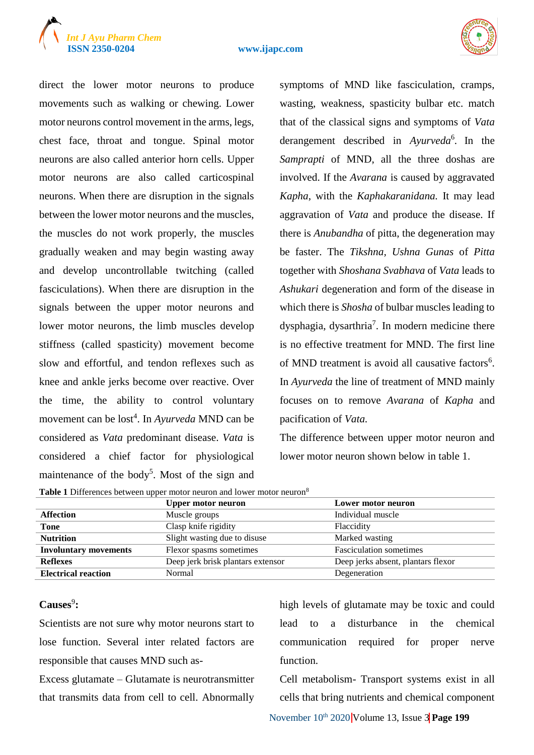direct the lower motor neurons to produce movements such as walking or chewing. Lower motor neurons control movement in the arms, legs, chest face, throat and tongue. Spinal motor neurons are also called anterior horn cells. Upper motor neurons are also called carticospinal neurons. When there are disruption in the signals between the lower motor neurons and the muscles, the muscles do not work properly, the muscles gradually weaken and may begin wasting away and develop uncontrollable twitching (called fasciculations). When there are disruption in the signals between the upper motor neurons and lower motor neurons, the limb muscles develop stiffness (called spasticity) movement become slow and effortful, and tendon reflexes such as knee and ankle jerks become over reactive. Over the time, the ability to control voluntary movement can be lost[4]. In *Ayurveda* MND can be considered as *Vata* predominant disease. *Vata* is considered a chief factor for physiological maintenance of the body[5]. Most of the sign and symptoms of MND like fasciculation, cramps, wasting, weakness, spasticity bulbar etc. match that of the classical signs and symptoms of *Vata* derangement described in *Ayurveda*[6]. In the *Samprapti* of MND, all the three doshas are involved. If the *Avarana* is caused by aggravated *Kapha*, with the *Kaphakaranidana.* It may lead aggravation of *Vata* and produce the disease. If there is *Anubandha* of pitta, the degeneration may be faster. The *Tikshna*, *Ushna Gunas* of *Pitta* together with *Shoshana Svabhava* of *Vata* leads to *Ashukari* degeneration and form of the disease in which there is *Shosha* of bulbar muscles leading to dysphagia, dysarthria[7]. In modern medicine there is no effective treatment for MND. The first line of MND treatment is avoid all causative factors[6]. In *Ayurveda* the line of treatment of MND mainly focuses on to remove *Avarana* of *Kapha* and pacification of *Vata.*

The difference between upper motor neuron and lower motor neuron shown below in table 1.

**Table 1** Differences between upper motor neuron and lower motor neuron[8]

| | **Upper motor neuron** | **Lower motor neuron** |
|---|---|---|
| **Affection** | Muscle groups | Individual muscle |
| **Tone** | Clasp knife rigidity | Flaccidity |
| **Nutrition** | Slight wasting due to disuse | Marked wasting |
| **Involuntary movements** | Flexor spasms sometimes | Fasciculation sometimes |
| **Reflexes** | Deep jerk brisk plantars extensor | Deep jerks absent, plantars flexor |
| **Electrical reaction** | Normal | Degeneration |

**Causes[9]:**

Scientists are not sure why motor neurons start to lose function. Several inter related factors are responsible that causes MND such as-

Excess glutamate – Glutamate is neurotransmitter that transmits data from cell to cell. Abnormally high levels of glutamate may be toxic and could lead to a disturbance in the chemical communication required for proper nerve function.

Cell metabolism- Transport systems exist in all cells that bring nutrients and chemical component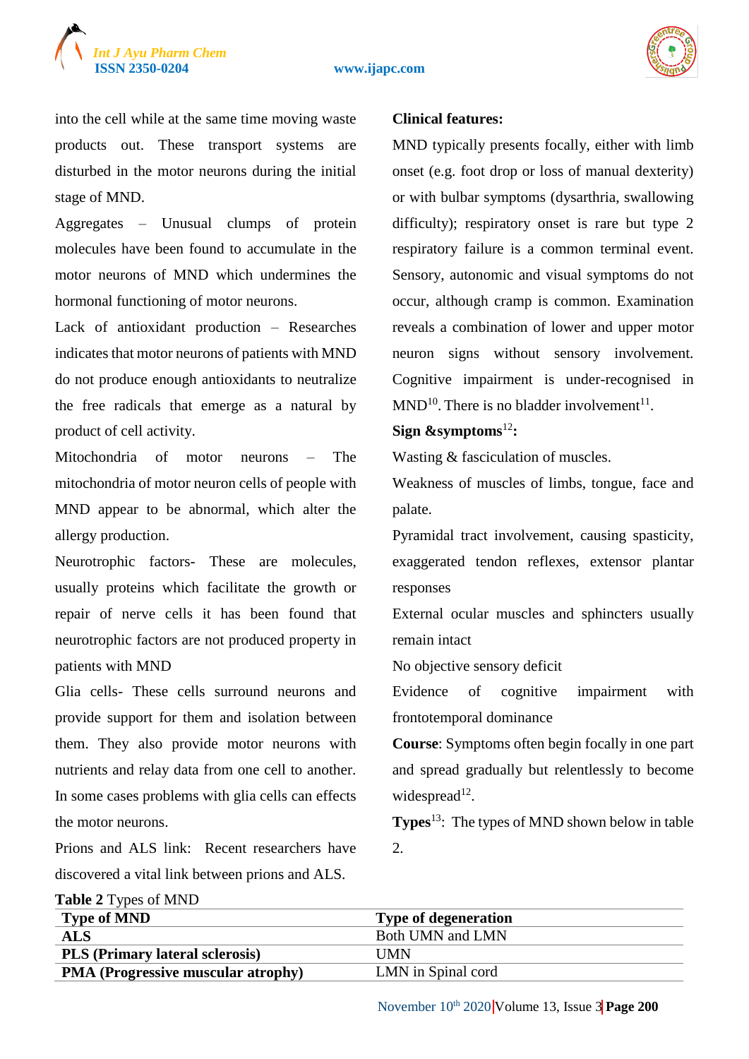into the cell while at the same time moving waste products out. These transport systems are disturbed in the motor neurons during the initial stage of MND.

Aggregates – Unusual clumps of protein molecules have been found to accumulate in the motor neurons of MND which undermines the hormonal functioning of motor neurons.

Lack of antioxidant production – Researches indicates that motor neurons of patients with MND do not produce enough antioxidants to neutralize the free radicals that emerge as a natural by product of cell activity.

Mitochondria of motor neurons – The mitochondria of motor neuron cells of people with MND appear to be abnormal, which alter the allergy production.

Neurotrophic factors- These are molecules, usually proteins which facilitate the growth or repair of nerve cells it has been found that neurotrophic factors are not produced property in patients with MND

Glia cells- These cells surround neurons and provide support for them and isolation between them. They also provide motor neurons with nutrients and relay data from one cell to another. In some cases problems with glia cells can effects the motor neurons.

Prions and ALS link: Recent researchers have discovered a vital link between prions and ALS.

**Clinical features:**

MND typically presents focally, either with limb onset (e.g. foot drop or loss of manual dexterity) or with bulbar symptoms (dysarthria, swallowing difficulty); respiratory onset is rare but type 2 respiratory failure is a common terminal event. Sensory, autonomic and visual symptoms do not occur, although cramp is common. Examination reveals a combination of lower and upper motor neuron signs without sensory involvement. Cognitive impairment is under-recognised in MND[10]. There is no bladder involvement[11].

**Sign &symptoms**[12]**:**

Wasting & fasciculation of muscles.

Weakness of muscles of limbs, tongue, face and palate.

Pyramidal tract involvement, causing spasticity, exaggerated tendon reflexes, extensor plantar responses

External ocular muscles and sphincters usually remain intact

No objective sensory deficit

Evidence of cognitive impairment with frontotemporal dominance

**Course**: Symptoms often begin focally in one part and spread gradually but relentlessly to become widespread[12].

**Types**[13]: The types of MND shown below in table 2.

**Table 2** Types of MND

| Type of MND | Type of degeneration |
|---|---|
| **ALS** | Both UMN and LMN |
| **PLS (Primary lateral sclerosis)** | UMN |
| **PMA (Progressive muscular atrophy)** | LMN in Spinal cord |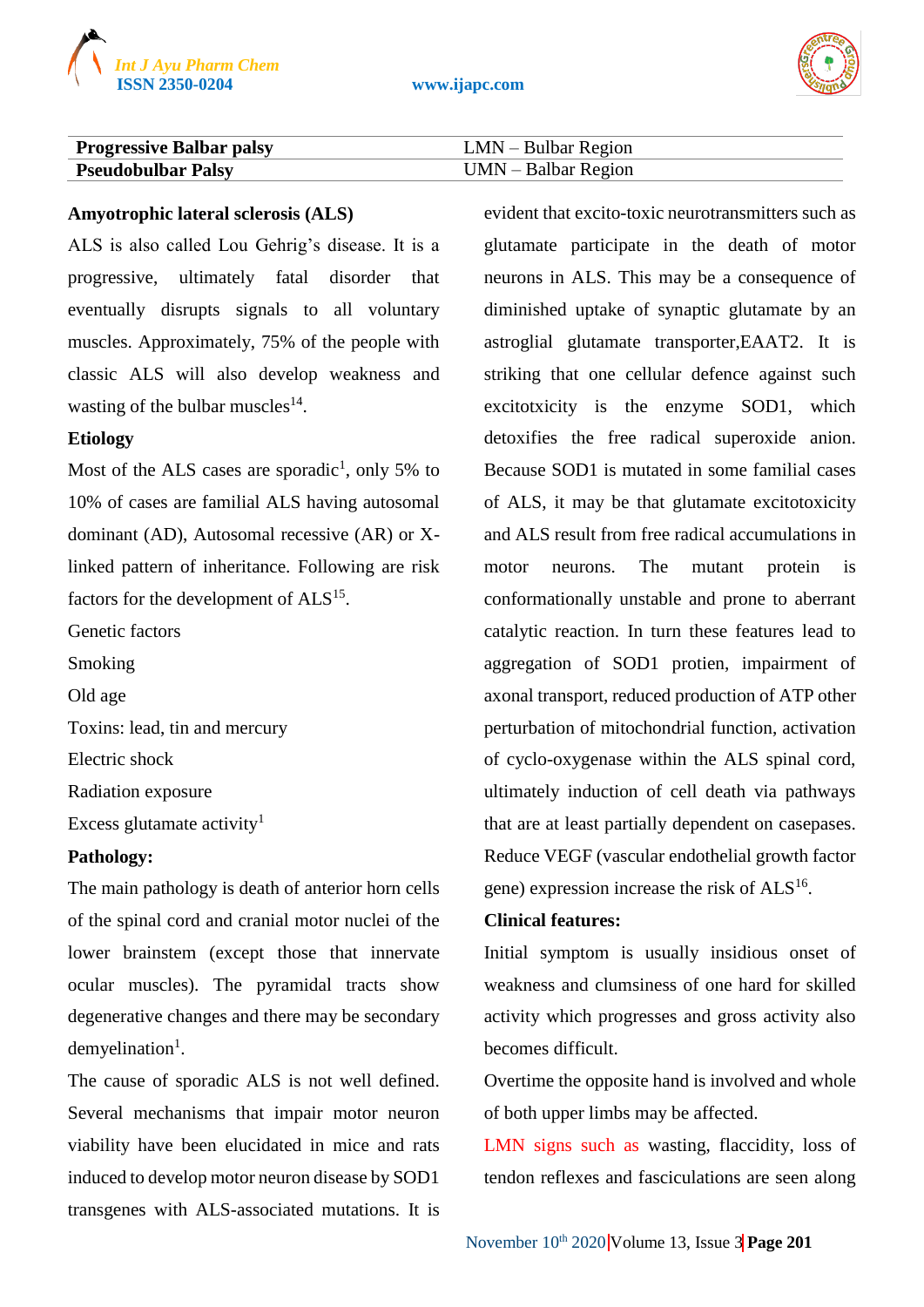| Progressive Balbar palsy | LMN – Bulbar Region |
|---|---|
| **Pseudobulbar Palsy** | UMN – Balbar Region |

**Amyotrophic lateral sclerosis (ALS)**

ALS is also called Lou Gehrig's disease. It is a progressive, ultimately fatal disorder that eventually disrupts signals to all voluntary muscles. Approximately, 75% of the people with classic ALS will also develop weakness and wasting of the bulbar muscles[14].

**Etiology**

Most of the ALS cases are sporadic[1], only 5% to 10% of cases are familial ALS having autosomal dominant (AD), Autosomal recessive (AR) or X-linked pattern of inheritance. Following are risk factors for the development of ALS[15].

Genetic factors

Smoking

Old age

Toxins: lead, tin and mercury

Electric shock

Radiation exposure

Excess glutamate activity[1]

**Pathology:**

The main pathology is death of anterior horn cells of the spinal cord and cranial motor nuclei of the lower brainstem (except those that innervate ocular muscles). The pyramidal tracts show degenerative changes and there may be secondary demyelination[1].

The cause of sporadic ALS is not well defined. Several mechanisms that impair motor neuron viability have been elucidated in mice and rats induced to develop motor neuron disease by SOD1 transgenes with ALS-associated mutations. It is evident that excito-toxic neurotransmitters such as glutamate participate in the death of motor neurons in ALS. This may be a consequence of diminished uptake of synaptic glutamate by an astroglial glutamate transporter,EAAT2. It is striking that one cellular defence against such excitotxicity is the enzyme SOD1, which detoxifies the free radical superoxide anion. Because SOD1 is mutated in some familial cases of ALS, it may be that glutamate excitotoxicity and ALS result from free radical accumulations in motor neurons. The mutant protein is conformationally unstable and prone to aberrant catalytic reaction. In turn these features lead to aggregation of SOD1 protien, impairment of axonal transport, reduced production of ATP other perturbation of mitochondrial function, activation of cyclo-oxygenase within the ALS spinal cord, ultimately induction of cell death via pathways that are at least partially dependent on casepases. Reduce VEGF (vascular endothelial growth factor gene) expression increase the risk of ALS[16].

**Clinical features:**

Initial symptom is usually insidious onset of weakness and clumsiness of one hard for skilled activity which progresses and gross activity also becomes difficult.

Overtime the opposite hand is involved and whole of both upper limbs may be affected.

LMN signs such as wasting, flaccidity, loss of tendon reflexes and fasciculations are seen along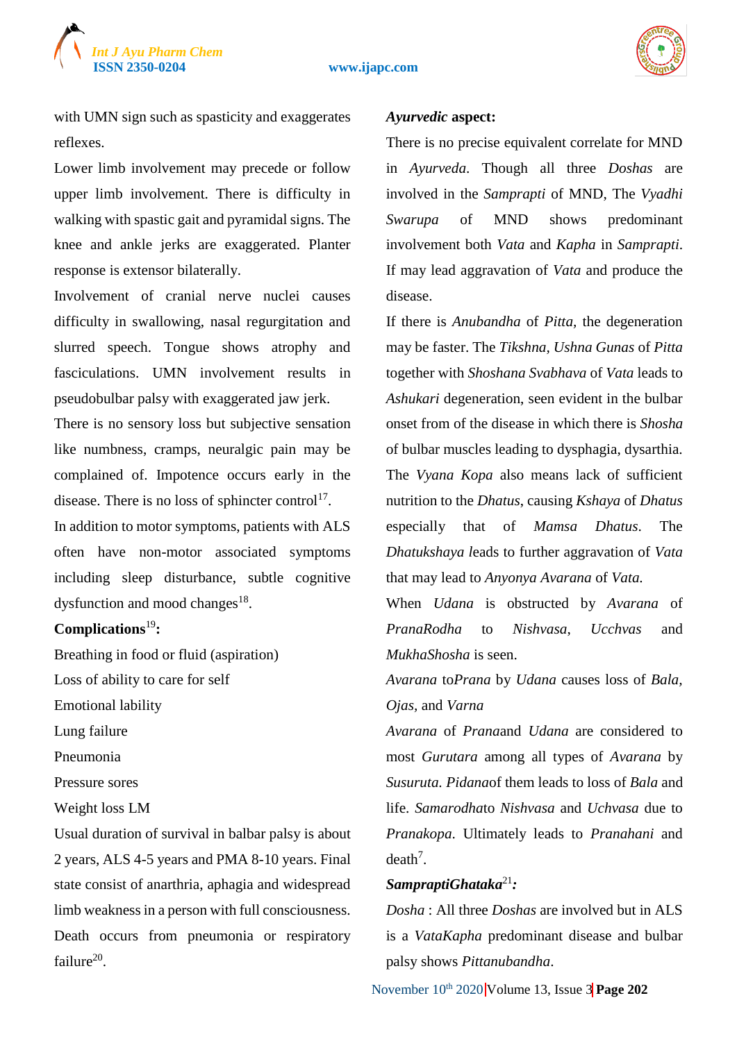with UMN sign such as spasticity and exaggerates reflexes.

Lower limb involvement may precede or follow upper limb involvement. There is difficulty in walking with spastic gait and pyramidal signs. The knee and ankle jerks are exaggerated. Planter response is extensor bilaterally.

Involvement of cranial nerve nuclei causes difficulty in swallowing, nasal regurgitation and slurred speech. Tongue shows atrophy and fasciculations. UMN involvement results in pseudobulbar palsy with exaggerated jaw jerk.

There is no sensory loss but subjective sensation like numbness, cramps, neuralgic pain may be complained of. Impotence occurs early in the disease. There is no loss of sphincter control[17].

In addition to motor symptoms, patients with ALS often have non-motor associated symptoms including sleep disturbance, subtle cognitive dysfunction and mood changes[18].

**Complications**[19]**:**

Breathing in food or fluid (aspiration)

Loss of ability to care for self

Emotional lability

Lung failure

Pneumonia

Pressure sores

Weight loss LM

Usual duration of survival in balbar palsy is about 2 years, ALS 4-5 years and PMA 8-10 years. Final state consist of anarthria, aphagia and widespread limb weakness in a person with full consciousness. Death occurs from pneumonia or respiratory failure[20].

***Ayurvedic* aspect:**

There is no precise equivalent correlate for MND in *Ayurveda*. Though all three *Doshas* are involved in the *Samprapti* of MND, The *Vyadhi Swarupa* of MND shows predominant involvement both *Vata* and *Kapha* in *Samprapti*. If may lead aggravation of *Vata* and produce the disease.

If there is *Anubandha* of *Pitta*, the degeneration may be faster. The *Tikshna, Ushna Gunas* of *Pitta* together with *Shoshana Svabhava* of *Vata* leads to *Ashukari* degeneration, seen evident in the bulbar onset from of the disease in which there is *Shosha* of bulbar muscles leading to dysphagia, dysarthia.

The *Vyana Kopa* also means lack of sufficient nutrition to the *Dhatus*, causing *Kshaya* of *Dhatus* especially that of *Mamsa Dhatus*. The *Dhatukshaya l*eads to further aggravation of *Vata* that may lead to *Anyonya Avarana* of *Vata.*

When *Udana* is obstructed by *Avarana* of *PranaRodha* to *Nishvasa*, *Ucchvas* and *MukhaShosha* is seen.

*Avarana* to*Prana* by *Udana* causes loss of *Bala*, *Ojas*, and *Varna*

*Avarana* of *Prana*and *Udana* are considered to most *Gurutara* among all types of *Avarana* by *Susuruta*. *Pidana*of them leads to loss of *Bala* and life. *Samarodha*to *Nishvasa* and *Uchvasa* due to *Pranakopa*. Ultimately leads to *Pranahani* and death[7].

***SampraptiGhataka***[21]***:***

*Dosha* : All three *Doshas* are involved but in ALS is a *VataKapha* predominant disease and bulbar palsy shows *Pittanubandha*.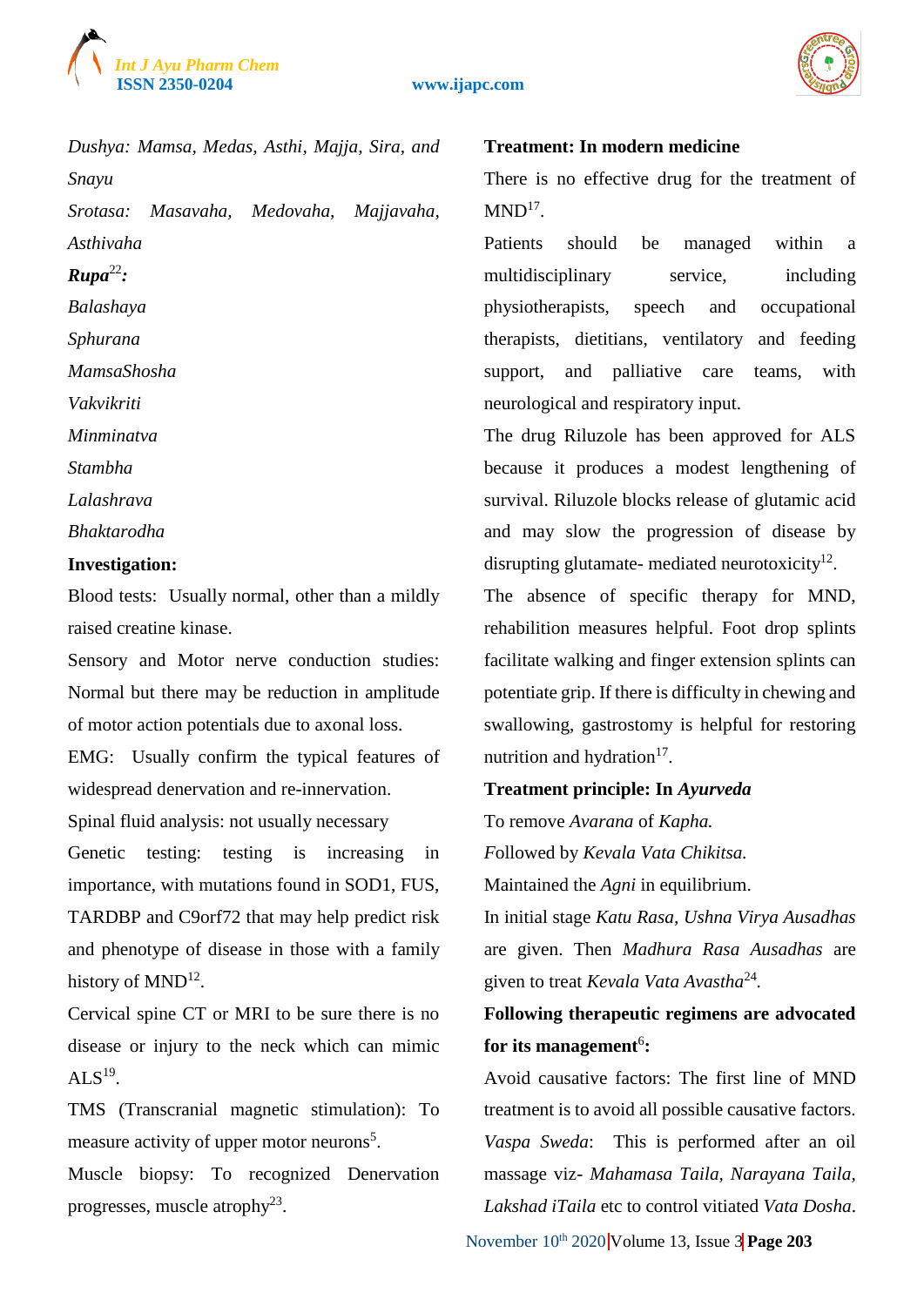*Dushya: Mamsa, Medas, Asthi, Majja, Sira, and Snayu*

*Srotasa: Masavaha, Medovaha, Majjavaha, Asthivaha*

***Rupa*[22]*:***

*Balashaya*

*Sphurana*

*MamsaShosha*

*Vakvikriti*

*Minminatva*

*Stambha*

*Lalashrava*

*Bhaktarodha*

**Investigation:**

Blood tests: Usually normal, other than a mildly raised creatine kinase.

Sensory and Motor nerve conduction studies: Normal but there may be reduction in amplitude of motor action potentials due to axonal loss.

EMG: Usually confirm the typical features of widespread denervation and re-innervation.

Spinal fluid analysis: not usually necessary

Genetic testing: testing is increasing in importance, with mutations found in SOD1, FUS, TARDBP and C9orf72 that may help predict risk and phenotype of disease in those with a family history of MND[12].

Cervical spine CT or MRI to be sure there is no disease or injury to the neck which can mimic ALS[19].

TMS (Transcranial magnetic stimulation): To measure activity of upper motor neurons[5].

Muscle biopsy: To recognized Denervation progresses, muscle atrophy[23].

**Treatment: In modern medicine**

There is no effective drug for the treatment of MND[17].

Patients should be managed within a multidisciplinary service, including physiotherapists, speech and occupational therapists, dietitians, ventilatory and feeding support, and palliative care teams, with neurological and respiratory input.

The drug Riluzole has been approved for ALS because it produces a modest lengthening of survival. Riluzole blocks release of glutamic acid and may slow the progression of disease by disrupting glutamate- mediated neurotoxicity[12].

The absence of specific therapy for MND, rehabilition measures helpful. Foot drop splints facilitate walking and finger extension splints can potentiate grip. If there is difficulty in chewing and swallowing, gastrostomy is helpful for restoring nutrition and hydration[17].

**Treatment principle: In *Ayurveda***

To remove *Avarana* of *Kapha.*

Followed by *Kevala Vata Chikitsa.*

Maintained the *Agni* in equilibrium.

In initial stage *Katu Rasa, Ushna Virya Ausadhas* are given. Then *Madhura Rasa Ausadhas* are given to treat *Kevala Vata Avastha*[24]*.*

**Following therapeutic regimens are advocated for its management[6]:**

Avoid causative factors: The first line of MND treatment is to avoid all possible causative factors.

*Vaspa Sweda*: This is performed after an oil massage viz- *Mahamasa Taila, Narayana Taila, Lakshad iTaila* etc to control vitiated *Vata Dosha*.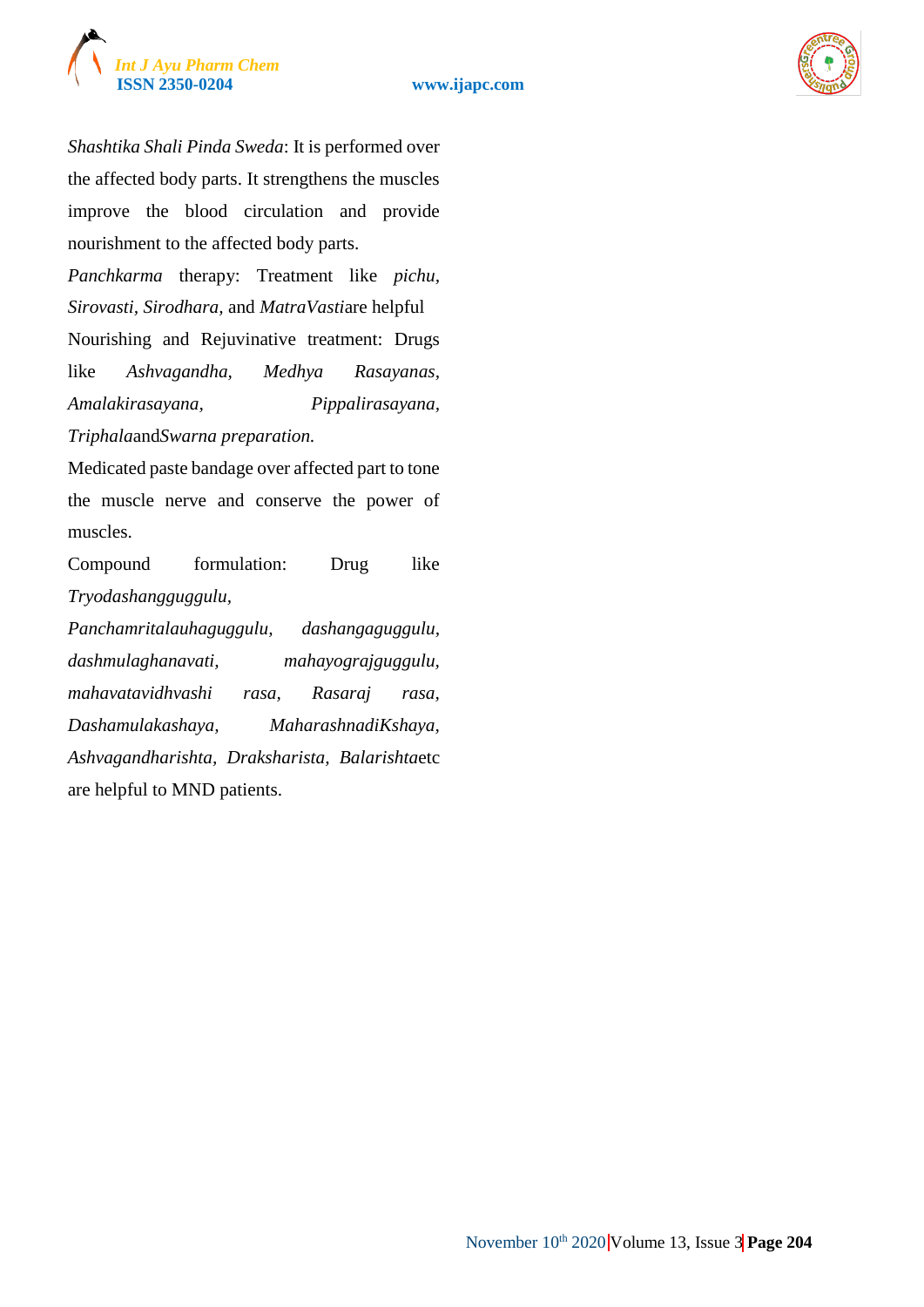*Shashtika Shali Pinda Sweda*: It is performed over the affected body parts. It strengthens the muscles improve the blood circulation and provide nourishment to the affected body parts.

*Panchkarma* therapy: Treatment like *pichu*, *Sirovasti*, *Sirodhara*, and *MatraVasti*are helpful

Nourishing and Rejuvinative treatment: Drugs like *Ashvagandha*, *Medhya Rasayanas*, *Amalakirasayana*, *Pippalirasayana*, *Triphala*and*Swarna preparation.*

Medicated paste bandage over affected part to tone the muscle nerve and conserve the power of muscles.

Compound formulation: Drug like *Tryodashangguggulu*, *Panchamritalauhaguggulu*, *dashangaguggulu*, *dashmulaghanavati*, *mahayograjguggulu*, *mahavatavidhvashi rasa*, *Rasaraj rasa*, *Dashamulakashaya*, *MaharashnadiKshaya*, *Ashvagandharishta*, *Draksharista*, *Balarishta*etc are helpful to MND patients.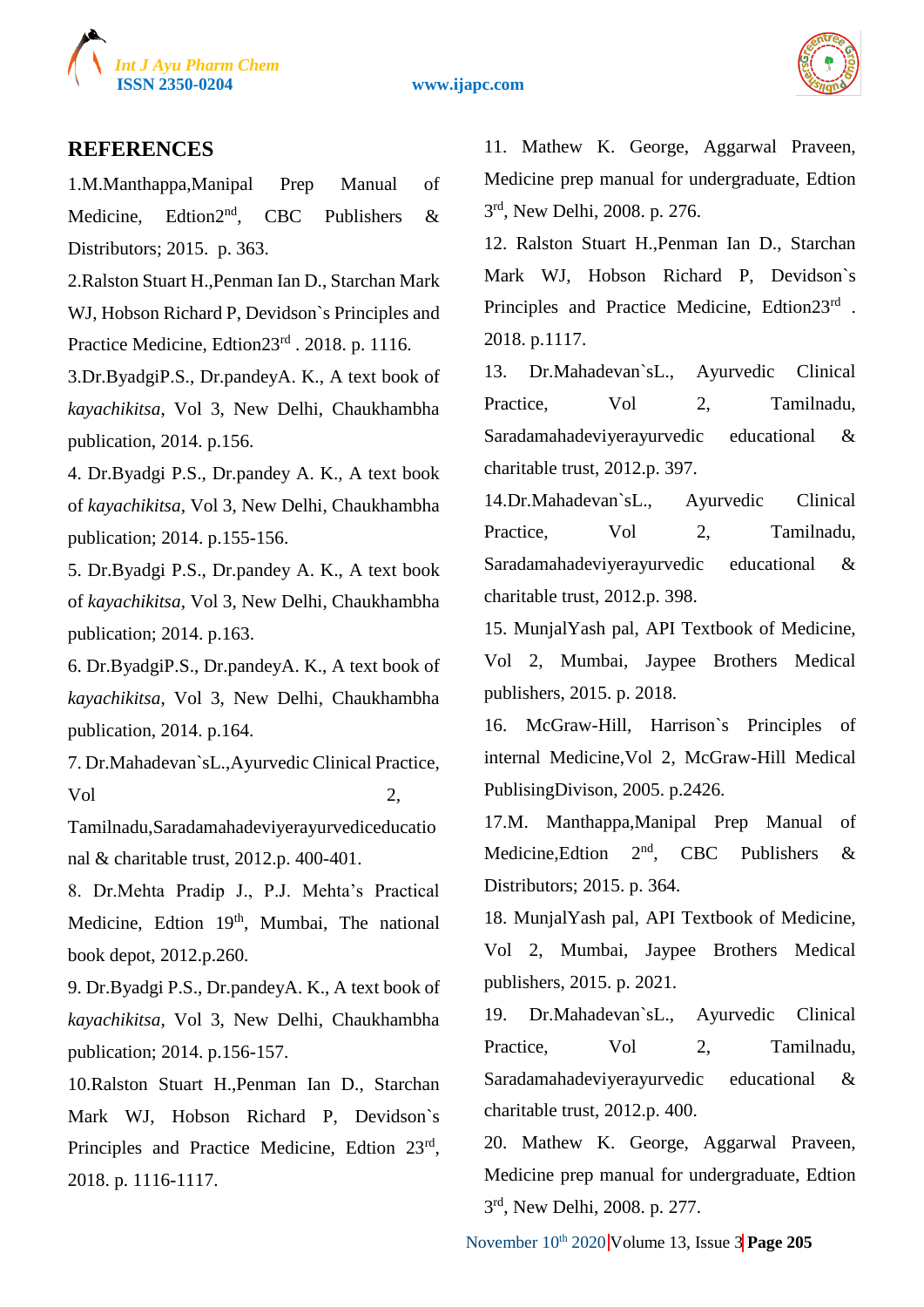## REFERENCES

1. M.Manthappa,Manipal Prep Manual of Medicine, Edtion2[nd], CBC Publishers & Distributors; 2015. p. 363.
2. Ralston Stuart H.,Penman Ian D., Starchan Mark WJ, Hobson Richard P, Devidson`s Principles and Practice Medicine, Edtion23[rd] . 2018. p. 1116.
3. Dr.ByadgiP.S., Dr.pandeyA. K., A text book of *kayachikitsa*, Vol 3, New Delhi, Chaukhambha publication, 2014. p.156.
4. Dr.Byadgi P.S., Dr.pandey A. K., A text book of *kayachikitsa*, Vol 3, New Delhi, Chaukhambha publication; 2014. p.155-156.
5. Dr.Byadgi P.S., Dr.pandey A. K., A text book of *kayachikitsa*, Vol 3, New Delhi, Chaukhambha publication; 2014. p.163.
6. Dr.ByadgiP.S., Dr.pandeyA. K., A text book of *kayachikitsa*, Vol 3, New Delhi, Chaukhambha publication, 2014. p.164.
7. Dr.Mahadevan`sL.,Ayurvedic Clinical Practice, Vol 2, Tamilnadu,Saradamahadeviyerayurvediceducational & charitable trust, 2012.p. 400-401.
8. Dr.Mehta Pradip J., P.J. Mehta's Practical Medicine, Edtion 19[th], Mumbai, The national book depot, 2012.p.260.
9. Dr.Byadgi P.S., Dr.pandeyA. K., A text book of *kayachikitsa*, Vol 3, New Delhi, Chaukhambha publication; 2014. p.156-157.
10. Ralston Stuart H.,Penman Ian D., Starchan Mark WJ, Hobson Richard P, Devidson`s Principles and Practice Medicine, Edtion 23[rd], 2018. p. 1116-1117.
11. Mathew K. George, Aggarwal Praveen, Medicine prep manual for undergraduate, Edtion 3[rd], New Delhi, 2008. p. 276.
12. Ralston Stuart H.,Penman Ian D., Starchan Mark WJ, Hobson Richard P, Devidson`s Principles and Practice Medicine, Edtion23[rd] . 2018. p.1117.
13. Dr.Mahadevan`sL., Ayurvedic Clinical Practice, Vol 2, Tamilnadu, Saradamahadeviyerayurvedic educational & charitable trust, 2012.p. 397.
14. Dr.Mahadevan`sL., Ayurvedic Clinical Practice, Vol 2, Tamilnadu, Saradamahadeviyerayurvedic educational & charitable trust, 2012.p. 398.
15. MunjalYash pal, API Textbook of Medicine, Vol 2, Mumbai, Jaypee Brothers Medical publishers, 2015. p. 2018.
16. McGraw-Hill, Harrison`s Principles of internal Medicine,Vol 2, McGraw-Hill Medical PublisingDivison, 2005. p.2426.
17. M. Manthappa,Manipal Prep Manual of Medicine,Edtion 2[nd], CBC Publishers & Distributors; 2015. p. 364.
18. MunjalYash pal, API Textbook of Medicine, Vol 2, Mumbai, Jaypee Brothers Medical publishers, 2015. p. 2021.
19. Dr.Mahadevan`sL., Ayurvedic Clinical Practice, Vol 2, Tamilnadu, Saradamahadeviyerayurvedic educational & charitable trust, 2012.p. 400.
20. Mathew K. George, Aggarwal Praveen, Medicine prep manual for undergraduate, Edtion 3[rd], New Delhi, 2008. p. 277.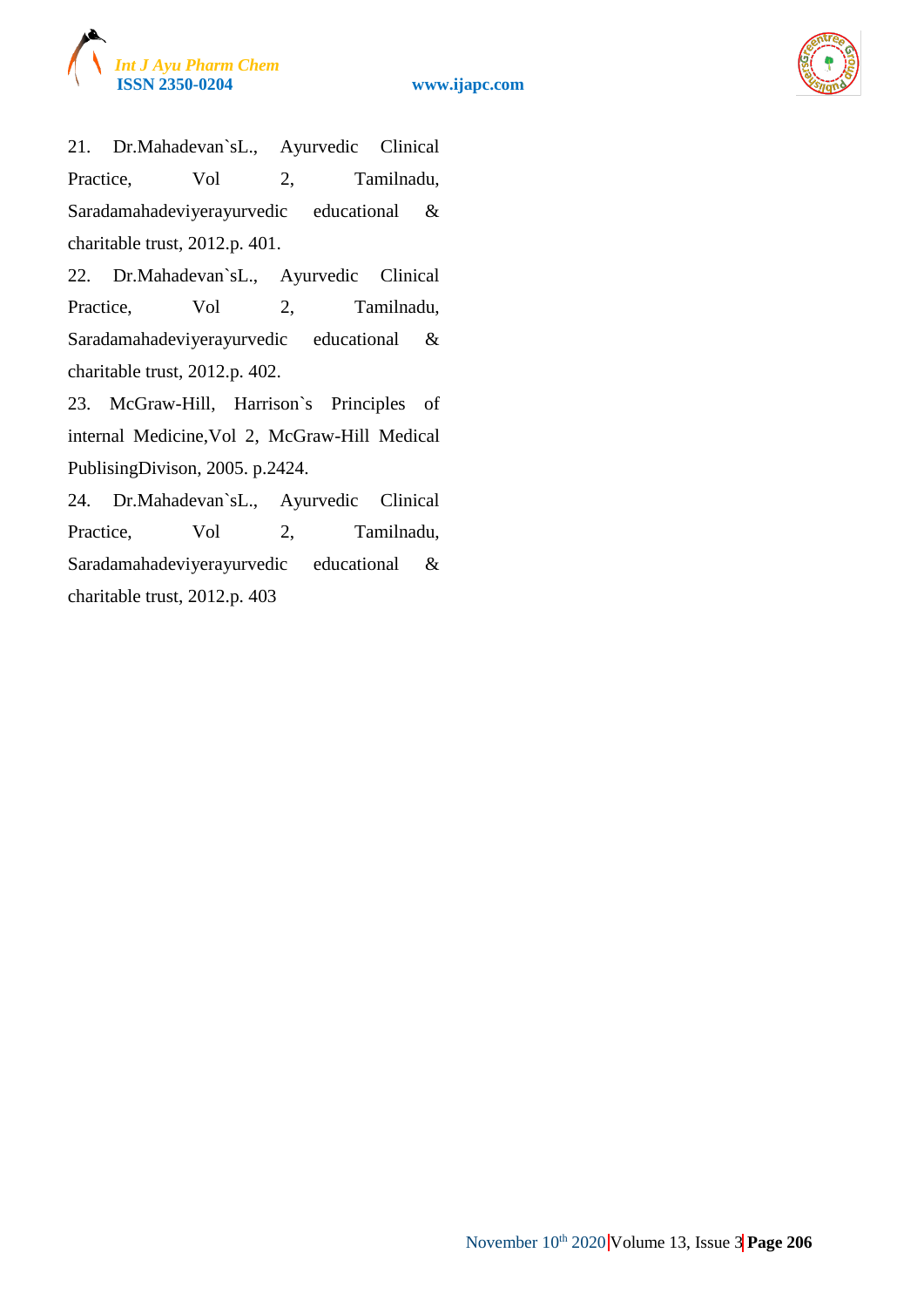21. Dr.Mahadevan`sL., Ayurvedic Clinical Practice, Vol 2, Tamilnadu, Saradamahadeviyerayurvedic educational & charitable trust, 2012.p. 401.
22. Dr.Mahadevan`sL., Ayurvedic Clinical Practice, Vol 2, Tamilnadu, Saradamahadeviyerayurvedic educational & charitable trust, 2012.p. 402.
23. McGraw-Hill, Harrison`s Principles of internal Medicine,Vol 2, McGraw-Hill Medical PublisingDivison, 2005. p.2424.
24. Dr.Mahadevan`sL., Ayurvedic Clinical Practice, Vol 2, Tamilnadu, Saradamahadeviyerayurvedic educational & charitable trust, 2012.p. 403